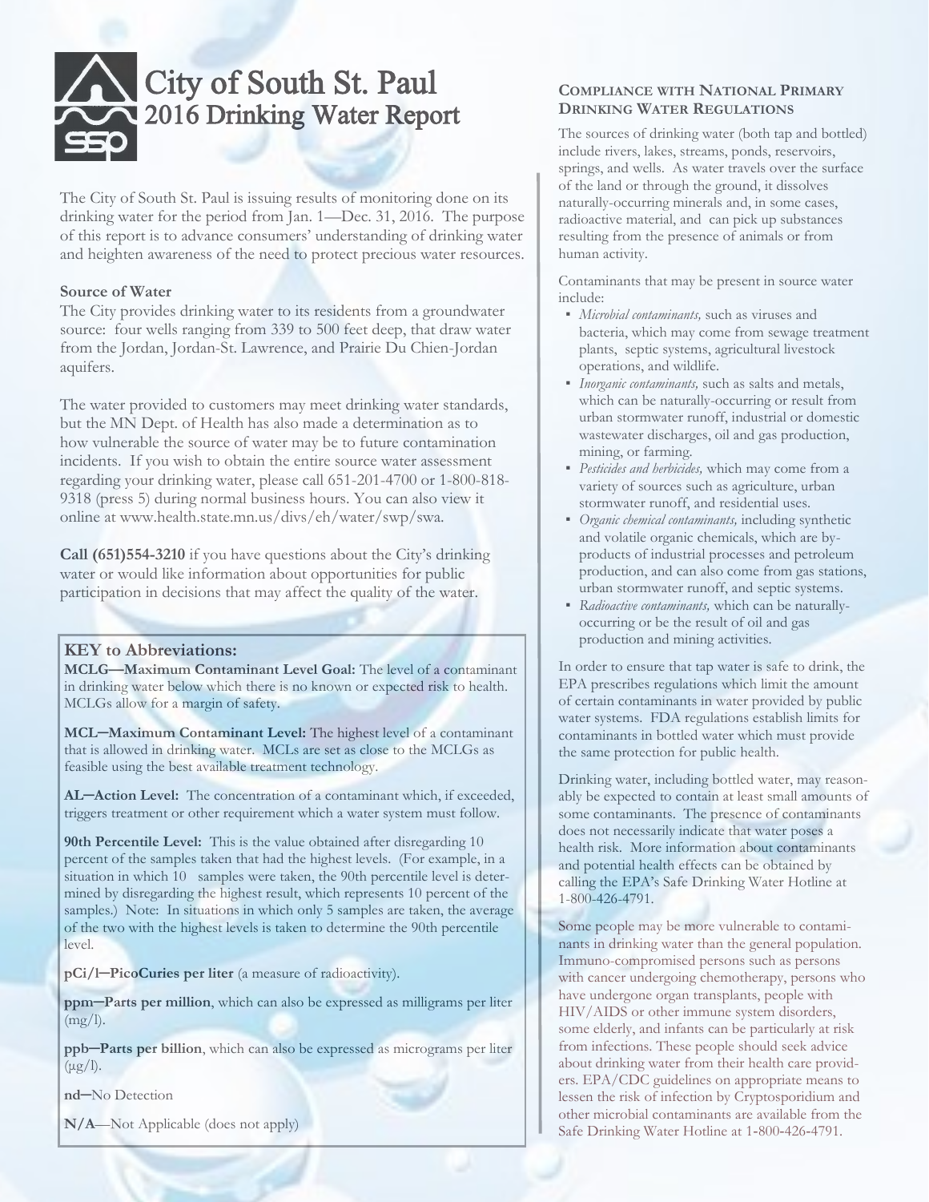# City of South St. Paul 2016 Drinking Water Report

The City of South St. Paul is issuing results of monitoring done on its drinking water for the period from Jan. 1—Dec. 31, 2016. The purpose of this report is to advance consumers' understanding of drinking water and heighten awareness of the need to protect precious water resources.

**Source of Water**

The City provides drinking water to its residents from a groundwater source: four wells ranging from 339 to 500 feet deep, that draw water from the Jordan, Jordan-St. Lawrence, and Prairie Du Chien-Jordan aquifers.

The water provided to customers may meet drinking water standards, but the MN Dept. of Health has also made a determination as to how vulnerable the source of water may be to future contamination incidents. If you wish to obtain the entire source water assessment regarding your drinking water, please call 651-201-4700 or 1-800-818-9318 (press 5) during normal business hours. You can also view it online at www.health.state.mn.us/divs/eh/water/swp/swa.

**Call (651)554-3210** if you have questions about the City's drinking water or would like information about opportunities for public participation in decisions that may affect the quality of the water.

## KEY to Abbreviations:

**MCLG—Maximum Contaminant Level Goal:** The level of a contaminant in drinking water below which there is no known or expected risk to health. MCLGs allow for a margin of safety.

**MCL—Maximum Contaminant Level:** The highest level of a contaminant that is allowed in drinking water. MCLs are set as close to the MCLGs as feasible using the best available treatment technology.

**AL—Action Level:** The concentration of a contaminant which, if exceeded, triggers treatment or other requirement which a water system must follow.

**90th Percentile Level:** This is the value obtained after disregarding 10 percent of the samples taken that had the highest levels. (For example, in a situation in which 10 samples were taken, the 90th percentile level is determined by disregarding the highest result, which represents 10 percent of the samples.) Note: In situations in which only 5 samples are taken, the average of the two with the highest levels is taken to determine the 90th percentile level.

**pCi/l—PicoCuries per liter** (a measure of radioactivity).

**ppm—Parts per million**, which can also be expressed as milligrams per liter (mg/l).

**ppb—Parts per billion**, which can also be expressed as micrograms per liter (μg/l).

**nd**—No Detection

**N/A**—Not Applicable (does not apply)

## Compliance with National Primary Drinking Water Regulations

The sources of drinking water (both tap and bottled) include rivers, lakes, streams, ponds, reservoirs, springs, and wells. As water travels over the surface of the land or through the ground, it dissolves naturally-occurring minerals and, in some cases, radioactive material, and can pick up substances resulting from the presence of animals or from human activity.

Contaminants that may be present in source water include:

- *Microbial contaminants,* such as viruses and bacteria, which may come from sewage treatment plants, septic systems, agricultural livestock operations, and wildlife.
- *Inorganic contaminants,* such as salts and metals, which can be naturally-occurring or result from urban stormwater runoff, industrial or domestic wastewater discharges, oil and gas production, mining, or farming.
- *Pesticides and herbicides,* which may come from a variety of sources such as agriculture, urban stormwater runoff, and residential uses.
- *Organic chemical contaminants,* including synthetic and volatile organic chemicals, which are by-products of industrial processes and petroleum production, and can also come from gas stations, urban stormwater runoff, and septic systems.
- *Radioactive contaminants,* which can be naturally-occurring or be the result of oil and gas production and mining activities.

In order to ensure that tap water is safe to drink, the EPA prescribes regulations which limit the amount of certain contaminants in water provided by public water systems. FDA regulations establish limits for contaminants in bottled water which must provide the same protection for public health.

Drinking water, including bottled water, may reasonably be expected to contain at least small amounts of some contaminants. The presence of contaminants does not necessarily indicate that water poses a health risk. More information about contaminants and potential health effects can be obtained by calling the EPA's Safe Drinking Water Hotline at 1-800-426-4791.

Some people may be more vulnerable to contaminants in drinking water than the general population. Immuno-compromised persons such as persons with cancer undergoing chemotherapy, persons who have undergone organ transplants, people with HIV/AIDS or other immune system disorders, some elderly, and infants can be particularly at risk from infections. These people should seek advice about drinking water from their health care providers. EPA/CDC guidelines on appropriate means to lessen the risk of infection by Cryptosporidium and other microbial contaminants are available from the Safe Drinking Water Hotline at 1-800-426-4791.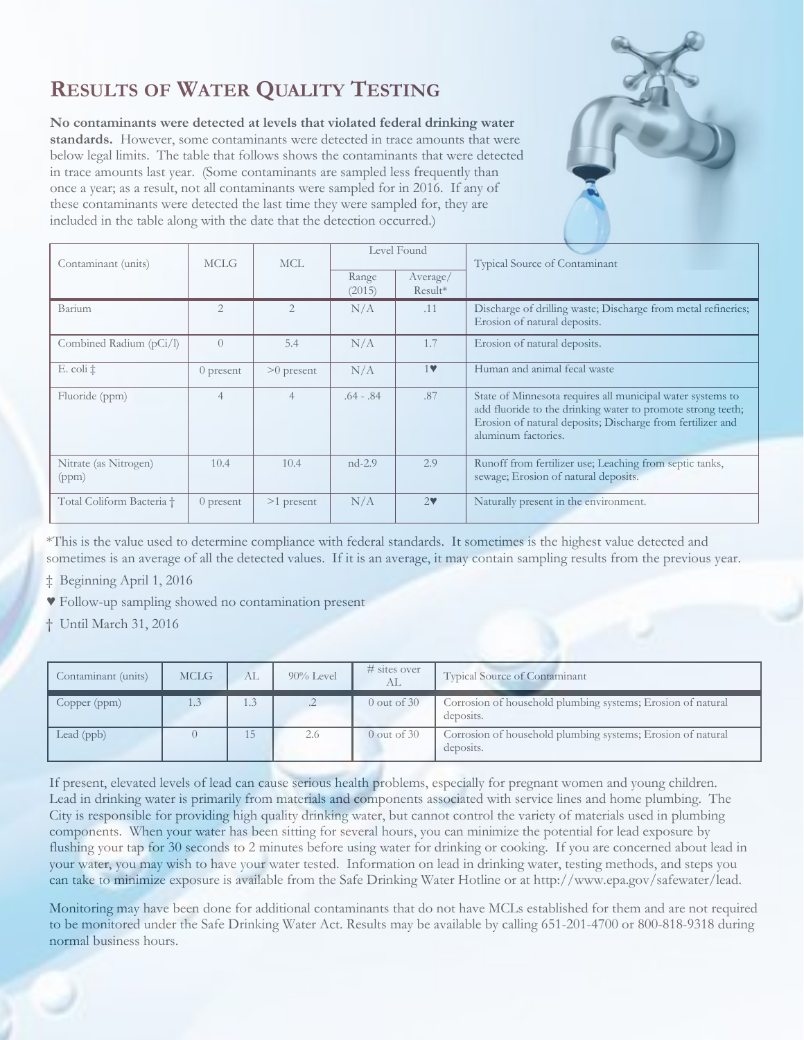# Results of Water Quality Testing

**No contaminants were detected at levels that violated federal drinking water standards.** However, some contaminants were detected in trace amounts that were below legal limits. The table that follows shows the contaminants that were detected in trace amounts last year. (Some contaminants are sampled less frequently than once a year; as a result, not all contaminants were sampled for in 2016. If any of these contaminants were detected the last time they were sampled for, they are included in the table along with the date that the detection occurred.)

| Contaminant (units) | MCLG | MCL | Level Found | | Typical Source of Contaminant |
|---|---|---|---|---|---|
| | | | Range (2015) | Average/ Result* | |
| Barium | 2 | 2 | N/A | .11 | Discharge of drilling waste; Discharge from metal refineries; Erosion of natural deposits. |
| Combined Radium (pCi/l) | 0 | 5.4 | N/A | 1.7 | Erosion of natural deposits. |
| E. coli ‡ | 0 present | >0 present | N/A | 1♥ | Human and animal fecal waste |
| Fluoride (ppm) | 4 | 4 | .64 - .84 | .87 | State of Minnesota requires all municipal water systems to add fluoride to the drinking water to promote strong teeth; Erosion of natural deposits; Discharge from fertilizer and aluminum factories. |
| Nitrate (as Nitrogen) (ppm) | 10.4 | 10.4 | nd-2.9 | 2.9 | Runoff from fertilizer use; Leaching from septic tanks, sewage; Erosion of natural deposits. |
| Total Coliform Bacteria † | 0 present | >1 present | N/A | 2♥ | Naturally present in the environment. |

*This is the value used to determine compliance with federal standards. It sometimes is the highest value detected and sometimes is an average of all the detected values. If it is an average, it may contain sampling results from the previous year.

‡ Beginning April 1, 2016

♥ Follow-up sampling showed no contamination present

† Until March 31, 2016

| Contaminant (units) | MCLG | AL | 90% Level | # sites over AL | Typical Source of Contaminant |
|---|---|---|---|---|---|
| Copper (ppm) | 1.3 | 1.3 | .2 | 0 out of 30 | Corrosion of household plumbing systems; Erosion of natural deposits. |
| Lead (ppb) | 0 | 15 | 2.6 | 0 out of 30 | Corrosion of household plumbing systems; Erosion of natural deposits. |

If present, elevated levels of lead can cause serious health problems, especially for pregnant women and young children. Lead in drinking water is primarily from materials and components associated with service lines and home plumbing. The City is responsible for providing high quality drinking water, but cannot control the variety of materials used in plumbing components. When your water has been sitting for several hours, you can minimize the potential for lead exposure by flushing your tap for 30 seconds to 2 minutes before using water for drinking or cooking. If you are concerned about lead in your water, you may wish to have your water tested. Information on lead in drinking water, testing methods, and steps you can take to minimize exposure is available from the Safe Drinking Water Hotline or at http://www.epa.gov/safewater/lead.

Monitoring may have been done for additional contaminants that do not have MCLs established for them and are not required to be monitored under the Safe Drinking Water Act. Results may be available by calling 651-201-4700 or 800-818-9318 during normal business hours.